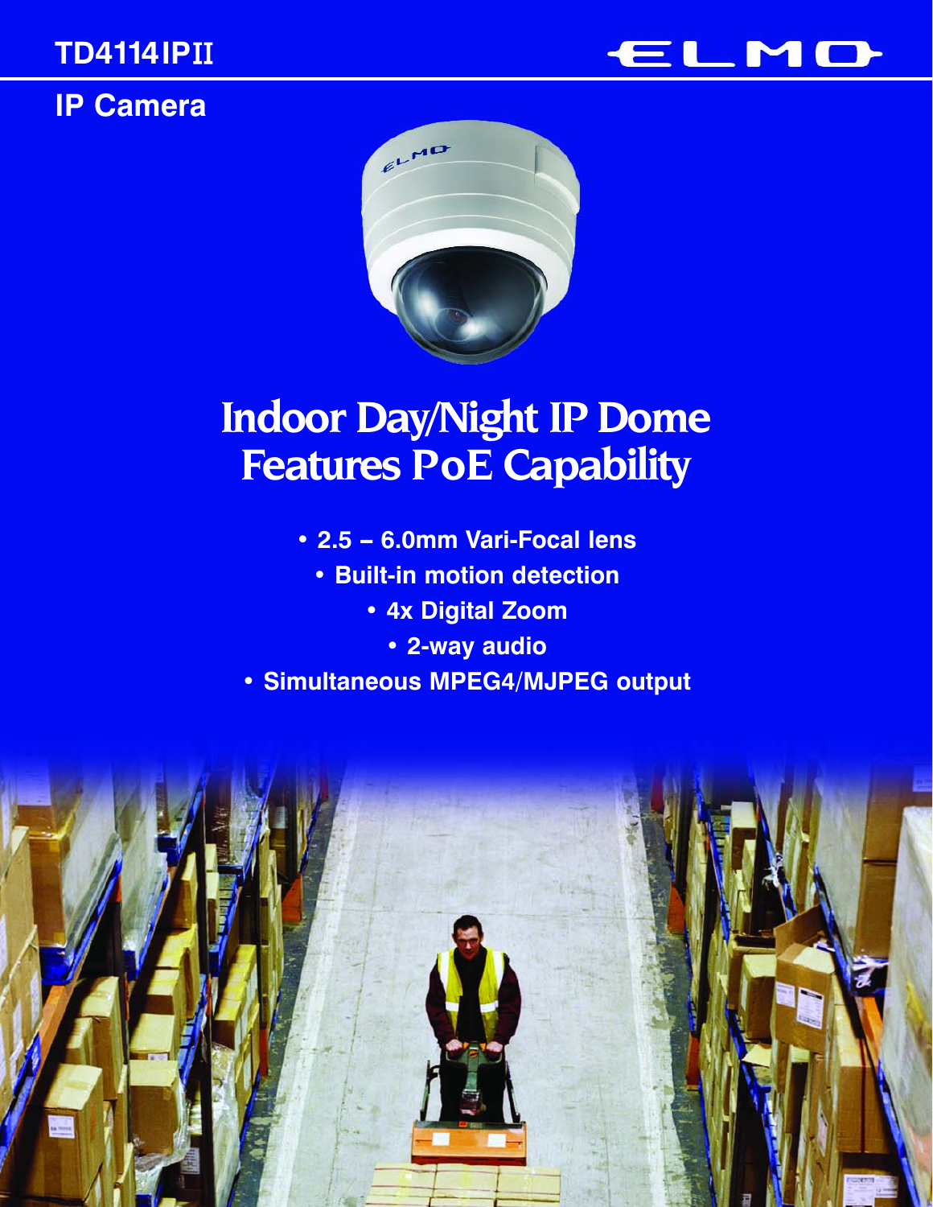TD4114IPII

ELMO

## IP Camera

# Indoor Day/Night IP Dome Features PoE Capability

- 2.5 – 6.0mm Vari-Focal lens
- Built-in motion detection
- 4x Digital Zoom
- 2-way audio
- Simultaneous MPEG4/MJPEG output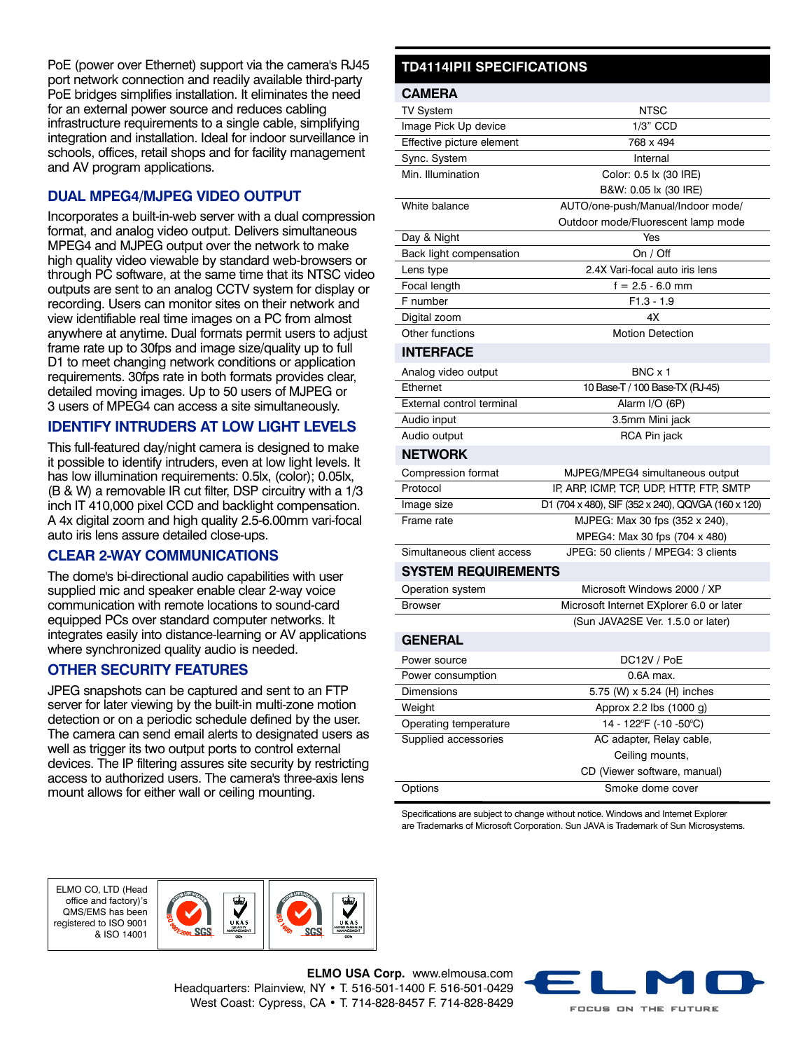PoE (power over Ethernet) support via the camera's RJ45 port network connection and readily available third-party PoE bridges simplifies installation. It eliminates the need for an external power source and reduces cabling infrastructure requirements to a single cable, simplifying integration and installation. Ideal for indoor surveillance in schools, offices, retail shops and for facility management and AV program applications.

## DUAL MPEG4/MJPEG VIDEO OUTPUT

Incorporates a built-in-web server with a dual compression format, and analog video output. Delivers simultaneous MPEG4 and MJPEG output over the network to make high quality video viewable by standard web-browsers or through PC software, at the same time that its NTSC video outputs are sent to an analog CCTV system for display or recording. Users can monitor sites on their network and view identifiable real time images on a PC from almost anywhere at anytime. Dual formats permit users to adjust frame rate up to 30fps and image size/quality up to full D1 to meet changing network conditions or application requirements. 30fps rate in both formats provides clear, detailed moving images. Up to 50 users of MJPEG or 3 users of MPEG4 can access a site simultaneously.

## IDENTIFY INTRUDERS AT LOW LIGHT LEVELS

This full-featured day/night camera is designed to make it possible to identify intruders, even at low light levels. It has low illumination requirements: 0.5lx, (color); 0.05lx, (B & W) a removable IR cut filter, DSP circuitry with a 1/3 inch IT 410,000 pixel CCD and backlight compensation. A 4x digital zoom and high quality 2.5-6.00mm vari-focal auto iris lens assure detailed close-ups.

## CLEAR 2-WAY COMMUNICATIONS

The dome's bi-directional audio capabilities with user supplied mic and speaker enable clear 2-way voice communication with remote locations to sound-card equipped PCs over standard computer networks. It integrates easily into distance-learning or AV applications where synchronized quality audio is needed.

## OTHER SECURITY FEATURES

JPEG snapshots can be captured and sent to an FTP server for later viewing by the built-in multi-zone motion detection or on a periodic schedule defined by the user. The camera can send email alerts to designated users as well as trigger its two output ports to control external devices. The IP filtering assures site security by restricting access to authorized users. The camera's three-axis lens mount allows for either wall or ceiling mounting.

## TD4114IPII SPECIFICATIONS

| | |
|---|---|
| **CAMERA** | |
| TV System | NTSC |
| Image Pick Up device | 1/3" CCD |
| Effective picture element | 768 x 494 |
| Sync. System | Internal |
| Min. Illumination | Color: 0.5 lx (30 IRE)<br>B&W: 0.05 lx (30 IRE) |
| White balance | AUTO/one-push/Manual/Indoor mode/<br>Outdoor mode/Fluorescent lamp mode |
| Day & Night | Yes |
| Back light compensation | On / Off |
| Lens type | 2.4X Vari-focal auto iris lens |
| Focal length | f = 2.5 - 6.0 mm |
| F number | F1.3 - 1.9 |
| Digital zoom | 4X |
| Other functions | Motion Detection |
| **INTERFACE** | |
| Analog video output | BNC x 1 |
| Ethernet | 10 Base-T / 100 Base-TX (RJ-45) |
| External control terminal | Alarm I/O (6P) |
| Audio input | 3.5mm Mini jack |
| Audio output | RCA Pin jack |
| **NETWORK** | |
| Compression format | MJPEG/MPEG4 simultaneous output |
| Protocol | IP, ARP, ICMP, TCP, UDP, HTTP, FTP, SMTP |
| Image size | D1 (704 x 480), SIF (352 x 240), QQVGA (160 x 120) |
| Frame rate | MJPEG: Max 30 fps (352 x 240),<br>MPEG4: Max 30 fps (704 x 480) |
| Simultaneous client access | JPEG: 50 clients / MPEG4: 3 clients |
| **SYSTEM REQUIREMENTS** | |
| Operation system | Microsoft Windows 2000 / XP |
| Browser | Microsoft Internet EXplorer 6.0 or later<br>(Sun JAVA2SE Ver. 1.5.0 or later) |
| **GENERAL** | |
| Power source | DC12V / PoE |
| Power consumption | 0.6A max. |
| Dimensions | 5.75 (W) x 5.24 (H) inches |
| Weight | Approx 2.2 lbs (1000 g) |
| Operating temperature | 14 - 122°F (-10 -50°C) |
| Supplied accessories | AC adapter, Relay cable,<br>Ceiling mounts,<br>CD (Viewer software, manual) |
| Options | Smoke dome cover |

Specifications are subject to change without notice. Windows and Internet Explorer are Trademarks of Microsoft Corporation. Sun JAVA is Trademark of Sun Microsystems.

ELMO CO, LTD (Head office and factory)'s QMS/EMS has been registered to ISO 9001 & ISO 14001

**ELMO USA Corp.** www.elmousa.com
Headquarters: Plainview, NY • T. 516-501-1400 F. 516-501-0429
West Coast: Cypress, CA • T. 714-828-8457 F. 714-828-8429

ELMO
FOCUS ON THE FUTURE